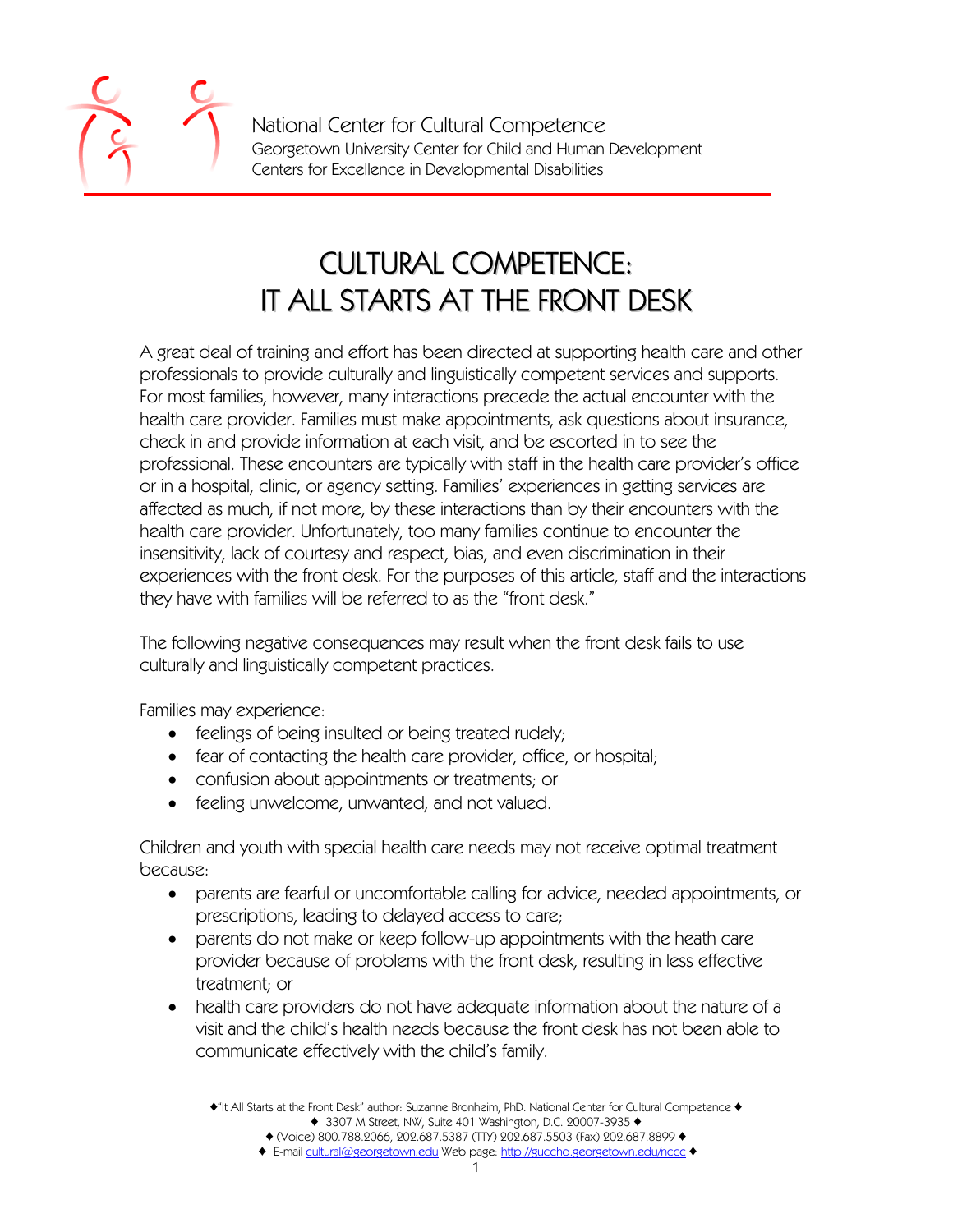National Center for Cultural Competence
Georgetown University Center for Child and Human Development
Centers for Excellence in Developmental Disabilities

# CULTURAL COMPETENCE: IT ALL STARTS AT THE FRONT DESK

A great deal of training and effort has been directed at supporting health care and other professionals to provide culturally and linguistically competent services and supports. For most families, however, many interactions precede the actual encounter with the health care provider. Families must make appointments, ask questions about insurance, check in and provide information at each visit, and be escorted in to see the professional. These encounters are typically with staff in the health care provider's office or in a hospital, clinic, or agency setting. Families' experiences in getting services are affected as much, if not more, by these interactions than by their encounters with the health care provider. Unfortunately, too many families continue to encounter the insensitivity, lack of courtesy and respect, bias, and even discrimination in their experiences with the front desk. For the purposes of this article, staff and the interactions they have with families will be referred to as the "front desk."

The following negative consequences may result when the front desk fails to use culturally and linguistically competent practices.

Families may experience:

- feelings of being insulted or being treated rudely;
- fear of contacting the health care provider, office, or hospital;
- confusion about appointments or treatments; or
- feeling unwelcome, unwanted, and not valued.

Children and youth with special health care needs may not receive optimal treatment because:

- parents are fearful or uncomfortable calling for advice, needed appointments, or prescriptions, leading to delayed access to care;
- parents do not make or keep follow-up appointments with the heath care provider because of problems with the front desk, resulting in less effective treatment; or
- health care providers do not have adequate information about the nature of a visit and the child's health needs because the front desk has not been able to communicate effectively with the child's family.

---

♦"It All Starts at the Front Desk" author: Suzanne Bronheim, PhD. National Center for Cultural Competence ♦
♦ 3307 M Street, NW, Suite 401 Washington, D.C. 20007-3935 ♦
♦ (Voice) 800.788.2066, 202.687.5387 (TTY) 202.687.5503 (Fax) 202.687.8899 ♦
♦ E-mail cultural@georgetown.edu Web page: http://gucchd.georgetown.edu/nccc ♦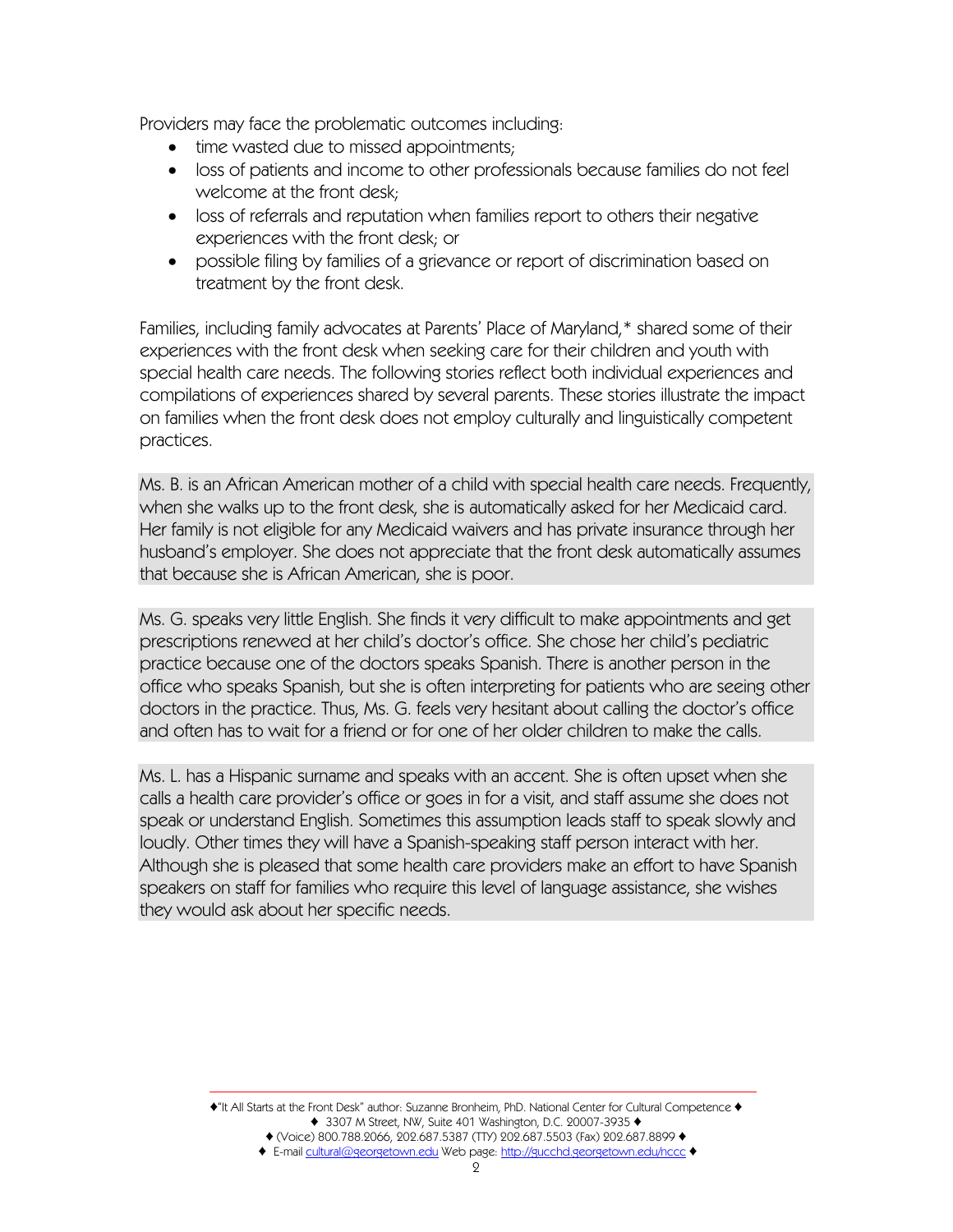Providers may face the problematic outcomes including:

- time wasted due to missed appointments;
- loss of patients and income to other professionals because families do not feel welcome at the front desk;
- loss of referrals and reputation when families report to others their negative experiences with the front desk; or
- possible filing by families of a grievance or report of discrimination based on treatment by the front desk.

Families, including family advocates at Parents' Place of Maryland,* shared some of their experiences with the front desk when seeking care for their children and youth with special health care needs. The following stories reflect both individual experiences and compilations of experiences shared by several parents. These stories illustrate the impact on families when the front desk does not employ culturally and linguistically competent practices.

Ms. B. is an African American mother of a child with special health care needs. Frequently, when she walks up to the front desk, she is automatically asked for her Medicaid card. Her family is not eligible for any Medicaid waivers and has private insurance through her husband's employer. She does not appreciate that the front desk automatically assumes that because she is African American, she is poor.

Ms. G. speaks very little English. She finds it very difficult to make appointments and get prescriptions renewed at her child's doctor's office. She chose her child's pediatric practice because one of the doctors speaks Spanish. There is another person in the office who speaks Spanish, but she is often interpreting for patients who are seeing other doctors in the practice. Thus, Ms. G. feels very hesitant about calling the doctor's office and often has to wait for a friend or for one of her older children to make the calls.

Ms. L. has a Hispanic surname and speaks with an accent. She is often upset when she calls a health care provider's office or goes in for a visit, and staff assume she does not speak or understand English. Sometimes this assumption leads staff to speak slowly and loudly. Other times they will have a Spanish-speaking staff person interact with her. Although she is pleased that some health care providers make an effort to have Spanish speakers on staff for families who require this level of language assistance, she wishes they would ask about her specific needs.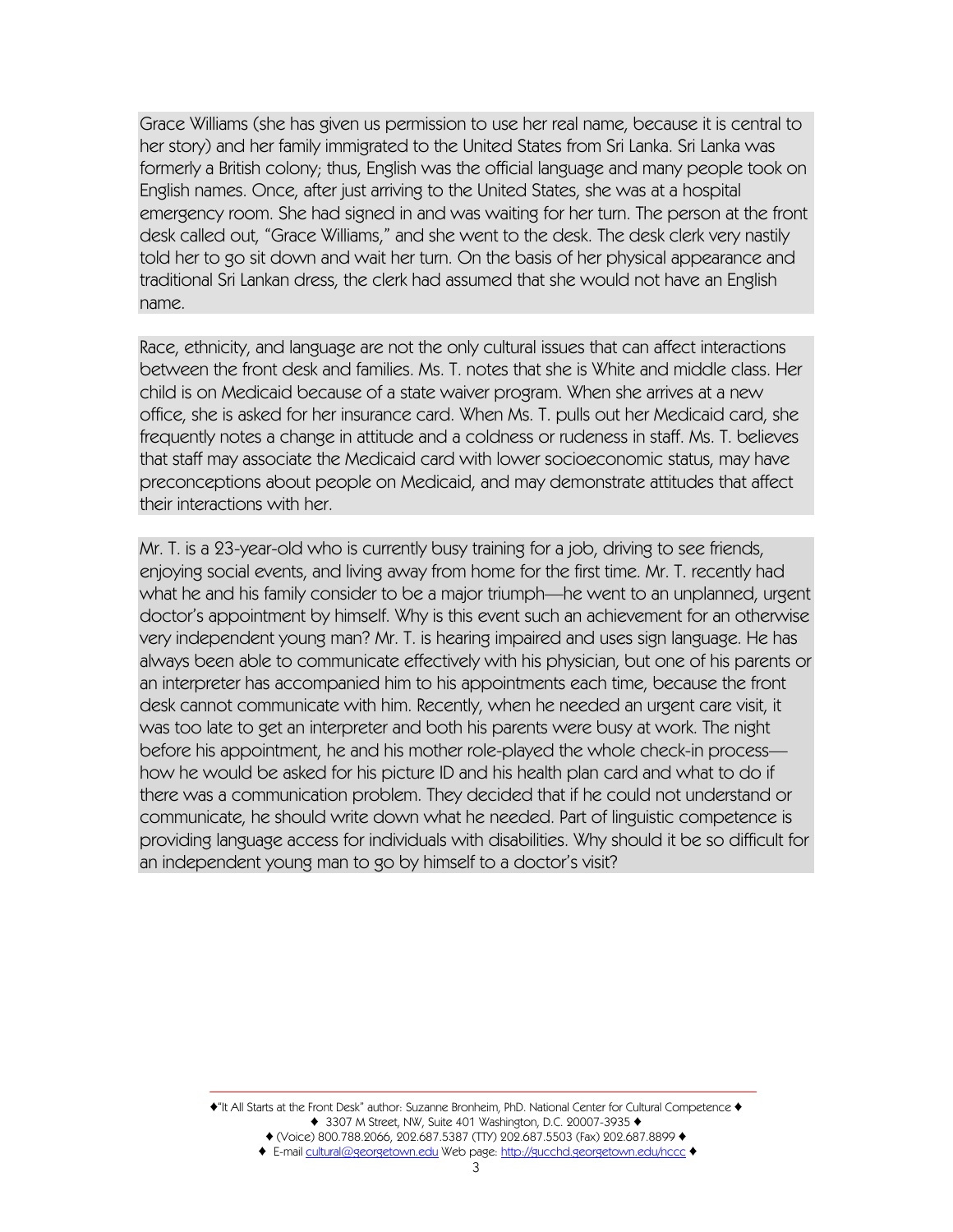Grace Williams (she has given us permission to use her real name, because it is central to her story) and her family immigrated to the United States from Sri Lanka. Sri Lanka was formerly a British colony; thus, English was the official language and many people took on English names. Once, after just arriving to the United States, she was at a hospital emergency room. She had signed in and was waiting for her turn. The person at the front desk called out, "Grace Williams," and she went to the desk. The desk clerk very nastily told her to go sit down and wait her turn. On the basis of her physical appearance and traditional Sri Lankan dress, the clerk had assumed that she would not have an English name.

Race, ethnicity, and language are not the only cultural issues that can affect interactions between the front desk and families. Ms. T. notes that she is White and middle class. Her child is on Medicaid because of a state waiver program. When she arrives at a new office, she is asked for her insurance card. When Ms. T. pulls out her Medicaid card, she frequently notes a change in attitude and a coldness or rudeness in staff. Ms. T. believes that staff may associate the Medicaid card with lower socioeconomic status, may have preconceptions about people on Medicaid, and may demonstrate attitudes that affect their interactions with her.

Mr. T. is a 23-year-old who is currently busy training for a job, driving to see friends, enjoying social events, and living away from home for the first time. Mr. T. recently had what he and his family consider to be a major triumph—he went to an unplanned, urgent doctor's appointment by himself. Why is this event such an achievement for an otherwise very independent young man? Mr. T. is hearing impaired and uses sign language. He has always been able to communicate effectively with his physician, but one of his parents or an interpreter has accompanied him to his appointments each time, because the front desk cannot communicate with him. Recently, when he needed an urgent care visit, it was too late to get an interpreter and both his parents were busy at work. The night before his appointment, he and his mother role-played the whole check-in process—how he would be asked for his picture ID and his health plan card and what to do if there was a communication problem. They decided that if he could not understand or communicate, he should write down what he needed. Part of linguistic competence is providing language access for individuals with disabilities. Why should it be so difficult for an independent young man to go by himself to a doctor's visit?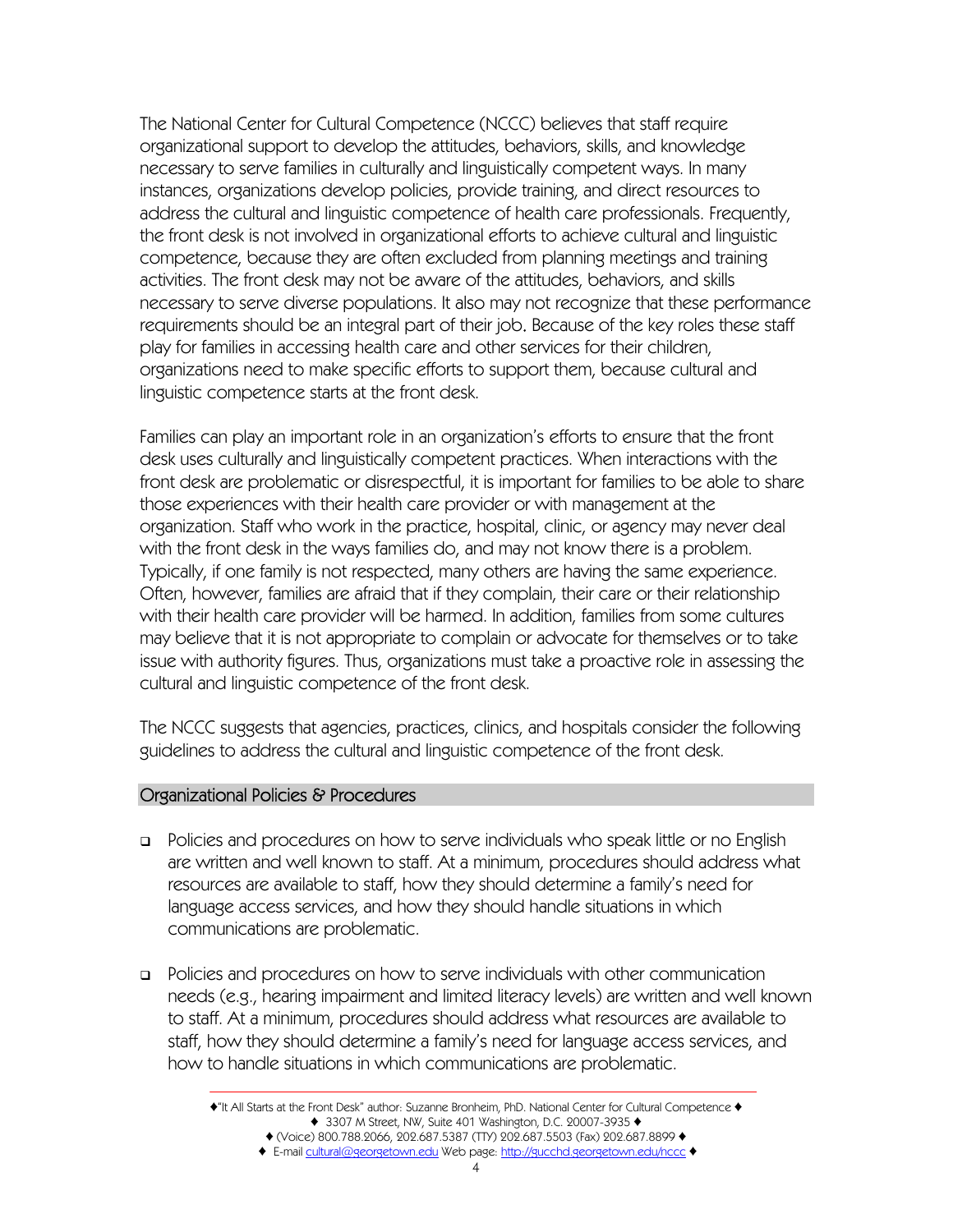The National Center for Cultural Competence (NCCC) believes that staff require organizational support to develop the attitudes, behaviors, skills, and knowledge necessary to serve families in culturally and linguistically competent ways. In many instances, organizations develop policies, provide training, and direct resources to address the cultural and linguistic competence of health care professionals. Frequently, the front desk is not involved in organizational efforts to achieve cultural and linguistic competence, because they are often excluded from planning meetings and training activities. The front desk may not be aware of the attitudes, behaviors, and skills necessary to serve diverse populations. It also may not recognize that these performance requirements should be an integral part of their job. Because of the key roles these staff play for families in accessing health care and other services for their children, organizations need to make specific efforts to support them, because cultural and linguistic competence starts at the front desk.

Families can play an important role in an organization's efforts to ensure that the front desk uses culturally and linguistically competent practices. When interactions with the front desk are problematic or disrespectful, it is important for families to be able to share those experiences with their health care provider or with management at the organization. Staff who work in the practice, hospital, clinic, or agency may never deal with the front desk in the ways families do, and may not know there is a problem. Typically, if one family is not respected, many others are having the same experience. Often, however, families are afraid that if they complain, their care or their relationship with their health care provider will be harmed. In addition, families from some cultures may believe that it is not appropriate to complain or advocate for themselves or to take issue with authority figures. Thus, organizations must take a proactive role in assessing the cultural and linguistic competence of the front desk.

The NCCC suggests that agencies, practices, clinics, and hospitals consider the following guidelines to address the cultural and linguistic competence of the front desk.

## Organizational Policies & Procedures

- Policies and procedures on how to serve individuals who speak little or no English are written and well known to staff. At a minimum, procedures should address what resources are available to staff, how they should determine a family's need for language access services, and how they should handle situations in which communications are problematic.

- Policies and procedures on how to serve individuals with other communication needs (e.g., hearing impairment and limited literacy levels) are written and well known to staff. At a minimum, procedures should address what resources are available to staff, how they should determine a family's need for language access services, and how to handle situations in which communications are problematic.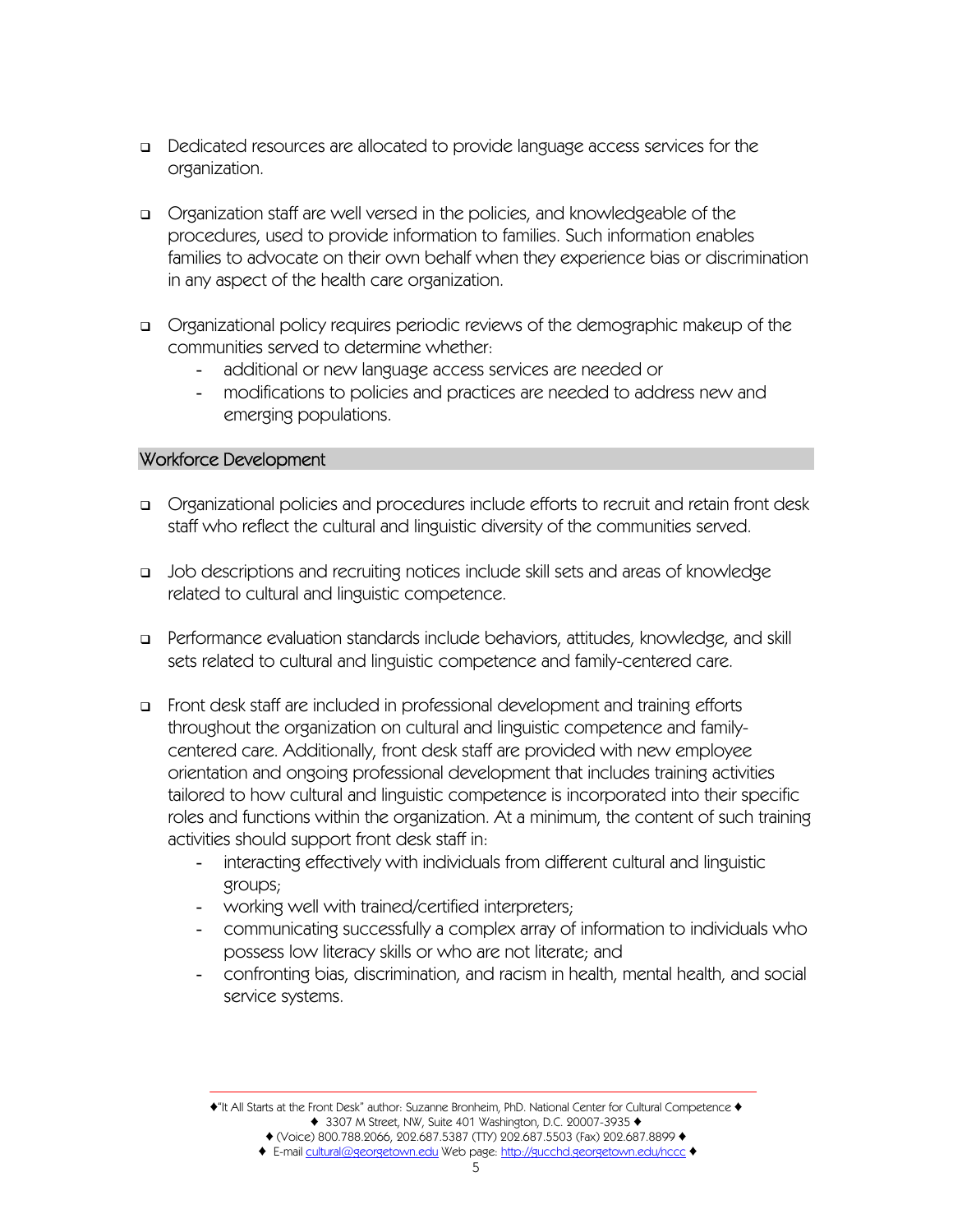- Dedicated resources are allocated to provide language access services for the organization.

- Organization staff are well versed in the policies, and knowledgeable of the procedures, used to provide information to families. Such information enables families to advocate on their own behalf when they experience bias or discrimination in any aspect of the health care organization.

- Organizational policy requires periodic reviews of the demographic makeup of the communities served to determine whether:
  - additional or new language access services are needed or
  - modifications to policies and practices are needed to address new and emerging populations.

## Workforce Development

- Organizational policies and procedures include efforts to recruit and retain front desk staff who reflect the cultural and linguistic diversity of the communities served.

- Job descriptions and recruiting notices include skill sets and areas of knowledge related to cultural and linguistic competence.

- Performance evaluation standards include behaviors, attitudes, knowledge, and skill sets related to cultural and linguistic competence and family-centered care.

- Front desk staff are included in professional development and training efforts throughout the organization on cultural and linguistic competence and family-centered care. Additionally, front desk staff are provided with new employee orientation and ongoing professional development that includes training activities tailored to how cultural and linguistic competence is incorporated into their specific roles and functions within the organization. At a minimum, the content of such training activities should support front desk staff in:
  - interacting effectively with individuals from different cultural and linguistic groups;
  - working well with trained/certified interpreters;
  - communicating successfully a complex array of information to individuals who possess low literacy skills or who are not literate; and
  - confronting bias, discrimination, and racism in health, mental health, and social service systems.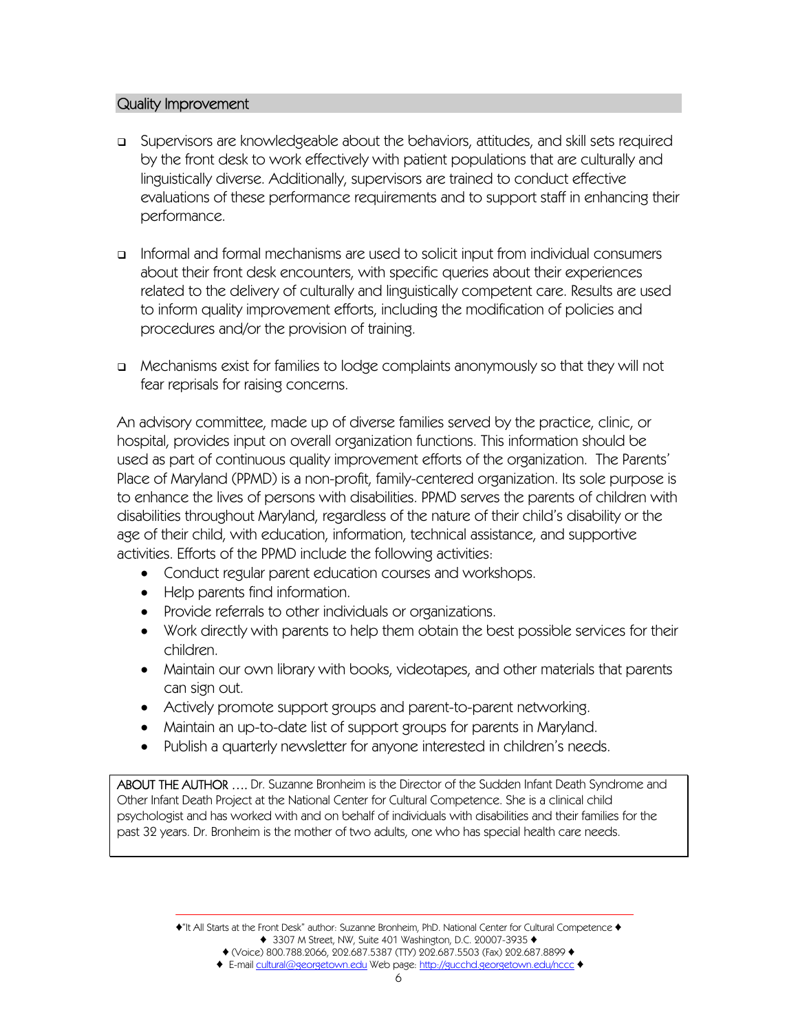## Quality Improvement

- Supervisors are knowledgeable about the behaviors, attitudes, and skill sets required by the front desk to work effectively with patient populations that are culturally and linguistically diverse. Additionally, supervisors are trained to conduct effective evaluations of these performance requirements and to support staff in enhancing their performance.

- Informal and formal mechanisms are used to solicit input from individual consumers about their front desk encounters, with specific queries about their experiences related to the delivery of culturally and linguistically competent care. Results are used to inform quality improvement efforts, including the modification of policies and procedures and/or the provision of training.

- Mechanisms exist for families to lodge complaints anonymously so that they will not fear reprisals for raising concerns.

An advisory committee, made up of diverse families served by the practice, clinic, or hospital, provides input on overall organization functions. This information should be used as part of continuous quality improvement efforts of the organization. The Parents' Place of Maryland (PPMD) is a non-profit, family-centered organization. Its sole purpose is to enhance the lives of persons with disabilities. PPMD serves the parents of children with disabilities throughout Maryland, regardless of the nature of their child's disability or the age of their child, with education, information, technical assistance, and supportive activities. Efforts of the PPMD include the following activities:

- Conduct regular parent education courses and workshops.
- Help parents find information.
- Provide referrals to other individuals or organizations.
- Work directly with parents to help them obtain the best possible services for their children.
- Maintain our own library with books, videotapes, and other materials that parents can sign out.
- Actively promote support groups and parent-to-parent networking.
- Maintain an up-to-date list of support groups for parents in Maryland.
- Publish a quarterly newsletter for anyone interested in children's needs.

**ABOUT THE AUTHOR ….** Dr. Suzanne Bronheim is the Director of the Sudden Infant Death Syndrome and Other Infant Death Project at the National Center for Cultural Competence. She is a clinical child psychologist and has worked with and on behalf of individuals with disabilities and their families for the past 32 years. Dr. Bronheim is the mother of two adults, one who has special health care needs.

♦"It All Starts at the Front Desk" author: Suzanne Bronheim, PhD. National Center for Cultural Competence ♦
♦ 3307 M Street, NW, Suite 401 Washington, D.C. 20007-3935 ♦
♦ (Voice) 800.788.2066, 202.687.5387 (TTY) 202.687.5503 (Fax) 202.687.8899 ♦
♦ E-mail cultural@georgetown.edu Web page: http://gucchd.georgetown.edu/nccc ♦